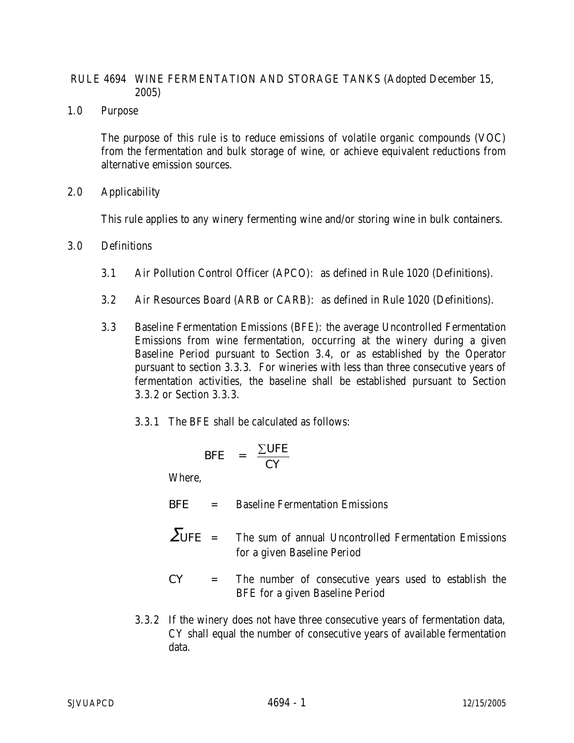# RULE 4694 WINE FERMENTATION AND STORAGE TANKS (Adopted December 15, 2005)

## 1.0 Purpose

The purpose of this rule is to reduce emissions of volatile organic compounds (VOC) from the fermentation and bulk storage of wine, or achieve equivalent reductions from alternative emission sources.

## 2.0 Applicability

This rule applies to any winery fermenting wine and/or storing wine in bulk containers.

## 3.0 Definitions

3.1 Air Pollution Control Officer (APCO): as defined in Rule 1020 (Definitions).

3.2 Air Resources Board (ARB or CARB): as defined in Rule 1020 (Definitions).

3.3 Baseline Fermentation Emissions (BFE): the average Uncontrolled Fermentation Emissions from wine fermentation, occurring at the winery during a given Baseline Period pursuant to Section 3.4, or as established by the Operator pursuant to section 3.3.3. For wineries with less than three consecutive years of fermentation activities, the baseline shall be established pursuant to Section 3.3.2 or Section 3.3.3.

3.3.1 The BFE shall be calculated as follows:

$$BFE = \frac{\sum UFE}{CY}$$

Where,

$BFE$ = Baseline Fermentation Emissions

$\sum UFE$ = The sum of annual Uncontrolled Fermentation Emissions for a given Baseline Period

$CY$ = The number of consecutive years used to establish the BFE for a given Baseline Period

3.3.2 If the winery does not have three consecutive years of fermentation data, CY shall equal the number of consecutive years of available fermentation data.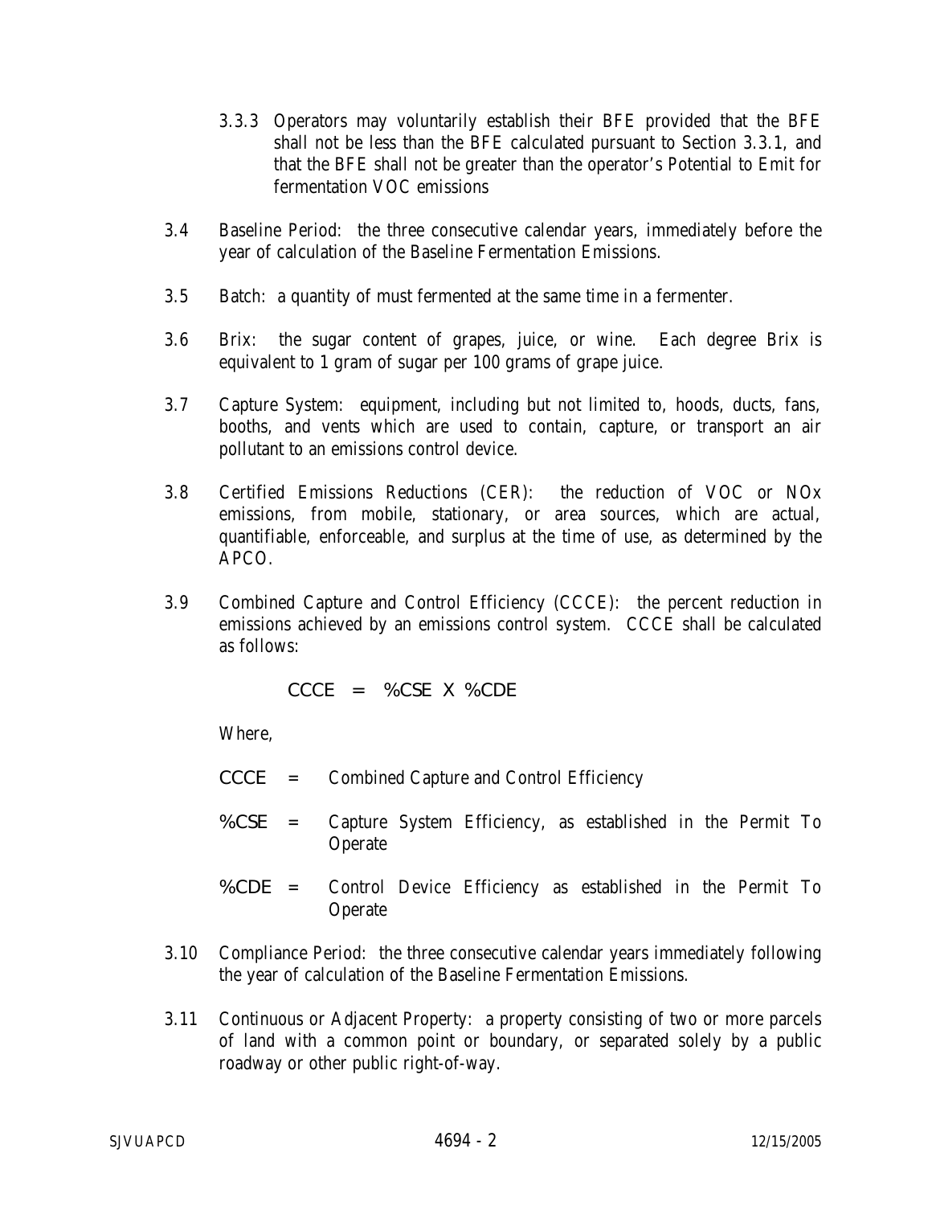3.3.3 Operators may voluntarily establish their BFE provided that the BFE shall not be less than the BFE calculated pursuant to Section 3.3.1, and that the BFE shall not be greater than the operator's Potential to Emit for fermentation VOC emissions

3.4 Baseline Period: the three consecutive calendar years, immediately before the year of calculation of the Baseline Fermentation Emissions.

3.5 Batch: a quantity of must fermented at the same time in a fermenter.

3.6 Brix: the sugar content of grapes, juice, or wine. Each degree Brix is equivalent to 1 gram of sugar per 100 grams of grape juice.

3.7 Capture System: equipment, including but not limited to, hoods, ducts, fans, booths, and vents which are used to contain, capture, or transport an air pollutant to an emissions control device.

3.8 Certified Emissions Reductions (CER): the reduction of VOC or NOx emissions, from mobile, stationary, or area sources, which are actual, quantifiable, enforceable, and surplus at the time of use, as determined by the APCO.

3.9 Combined Capture and Control Efficiency (CCCE): the percent reduction in emissions achieved by an emissions control system. CCCE shall be calculated as follows:

$$CCCE = \%CSE \times \%CDE$$

Where,

CCCE = Combined Capture and Control Efficiency

%CSE = Capture System Efficiency, as established in the Permit To Operate

%CDE = Control Device Efficiency as established in the Permit To Operate

3.10 Compliance Period: the three consecutive calendar years immediately following the year of calculation of the Baseline Fermentation Emissions.

3.11 Continuous or Adjacent Property: a property consisting of two or more parcels of land with a common point or boundary, or separated solely by a public roadway or other public right-of-way.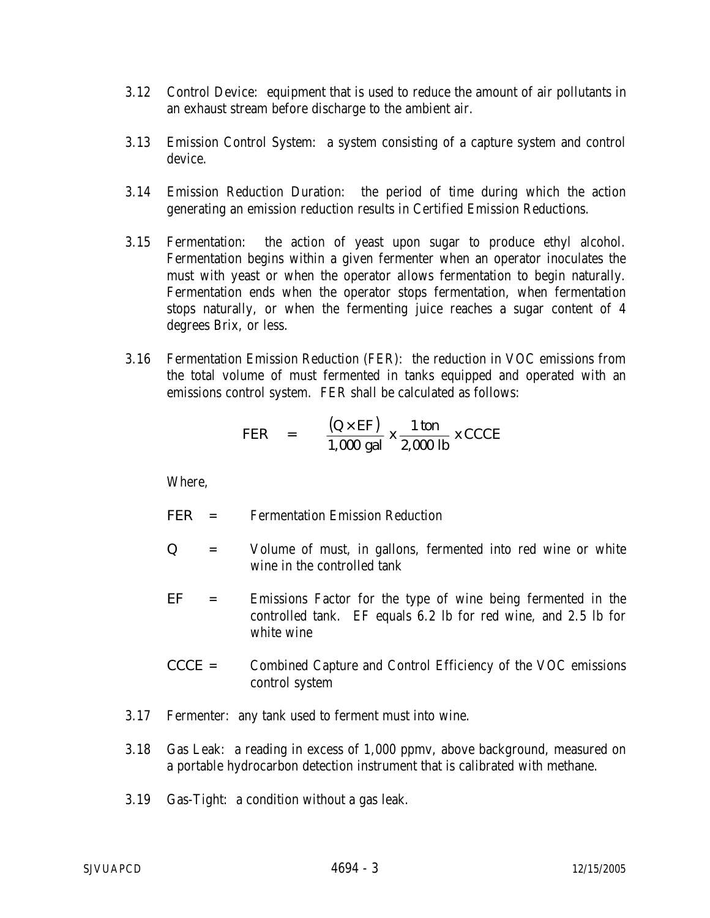3.12 Control Device: equipment that is used to reduce the amount of air pollutants in an exhaust stream before discharge to the ambient air.

3.13 Emission Control System: a system consisting of a capture system and control device.

3.14 Emission Reduction Duration: the period of time during which the action generating an emission reduction results in Certified Emission Reductions.

3.15 Fermentation: the action of yeast upon sugar to produce ethyl alcohol. Fermentation begins within a given fermenter when an operator inoculates the must with yeast or when the operator allows fermentation to begin naturally. Fermentation ends when the operator stops fermentation, when fermentation stops naturally, or when the fermenting juice reaches a sugar content of 4 degrees Brix, or less.

3.16 Fermentation Emission Reduction (FER): the reduction in VOC emissions from the total volume of must fermented in tanks equipped and operated with an emissions control system. FER shall be calculated as follows:

$$FER = \frac{(Q \times EF)}{1{,}000 \text{ gal}} \times \frac{1 \text{ ton}}{2{,}000 \text{ lb}} \times CCCE$$

Where,

$FER$ = Fermentation Emission Reduction

$Q$ = Volume of must, in gallons, fermented into red wine or white wine in the controlled tank

$EF$ = Emissions Factor for the type of wine being fermented in the controlled tank. EF equals 6.2 lb for red wine, and 2.5 lb for white wine

$CCCE$ = Combined Capture and Control Efficiency of the VOC emissions control system

3.17 Fermenter: any tank used to ferment must into wine.

3.18 Gas Leak: a reading in excess of 1,000 ppmv, above background, measured on a portable hydrocarbon detection instrument that is calibrated with methane.

3.19 Gas-Tight: a condition without a gas leak.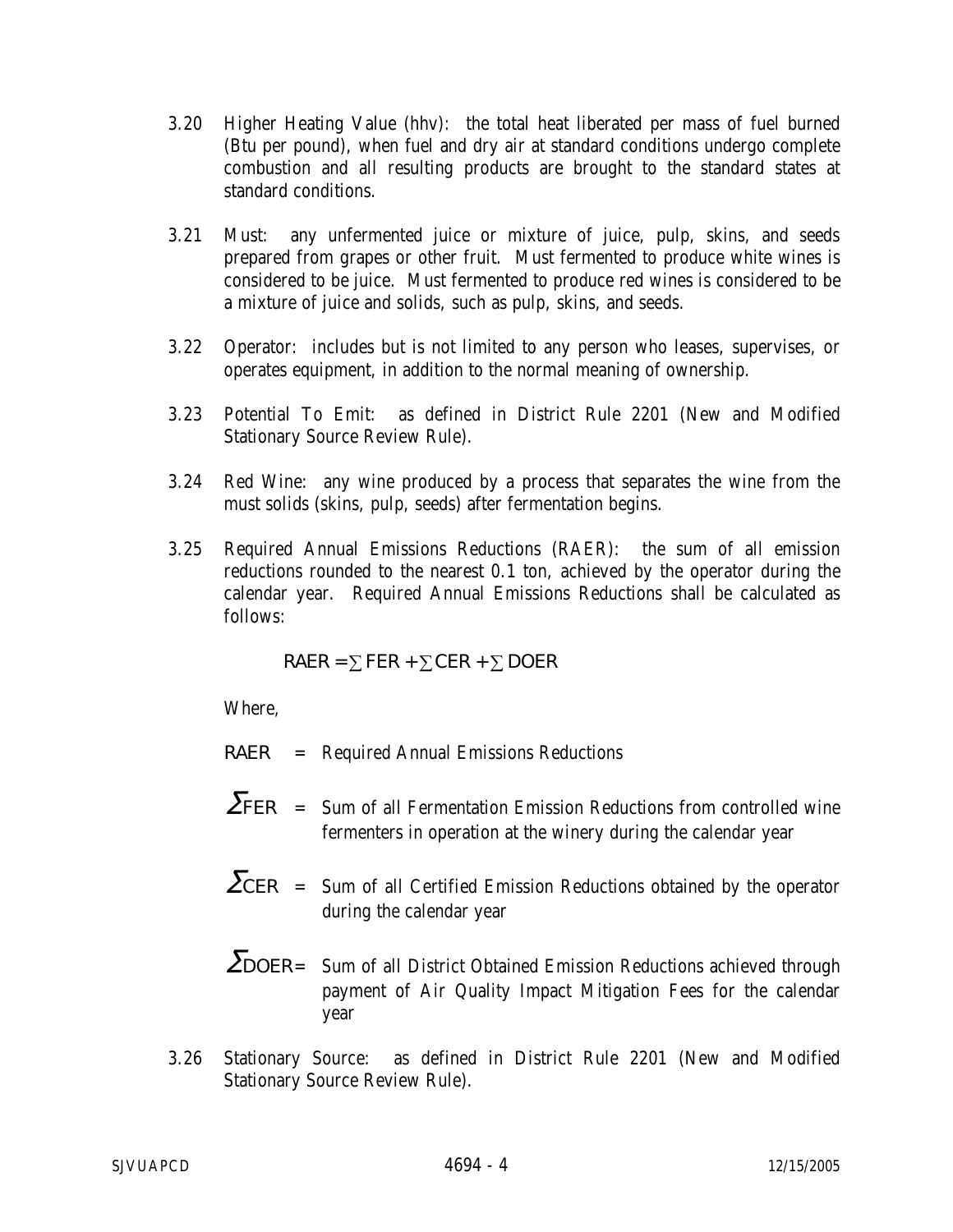3.20 Higher Heating Value (hhv): the total heat liberated per mass of fuel burned (Btu per pound), when fuel and dry air at standard conditions undergo complete combustion and all resulting products are brought to the standard states at standard conditions.

3.21 Must: any unfermented juice or mixture of juice, pulp, skins, and seeds prepared from grapes or other fruit. Must fermented to produce white wines is considered to be juice. Must fermented to produce red wines is considered to be a mixture of juice and solids, such as pulp, skins, and seeds.

3.22 Operator: includes but is not limited to any person who leases, supervises, or operates equipment, in addition to the normal meaning of ownership.

3.23 Potential To Emit: as defined in District Rule 2201 (New and Modified Stationary Source Review Rule).

3.24 Red Wine: any wine produced by a process that separates the wine from the must solids (skins, pulp, seeds) after fermentation begins.

3.25 Required Annual Emissions Reductions (RAER): the sum of all emission reductions rounded to the nearest 0.1 ton, achieved by the operator during the calendar year. Required Annual Emissions Reductions shall be calculated as follows:

$$RAER = \sum FER + \sum CER + \sum DOER$$

Where,

$RAER$ = Required Annual Emissions Reductions

$\sum FER$ = Sum of all Fermentation Emission Reductions from controlled wine fermenters in operation at the winery during the calendar year

$\sum CER$ = Sum of all Certified Emission Reductions obtained by the operator during the calendar year

$\sum DOER$ = Sum of all District Obtained Emission Reductions achieved through payment of Air Quality Impact Mitigation Fees for the calendar year

3.26 Stationary Source: as defined in District Rule 2201 (New and Modified Stationary Source Review Rule).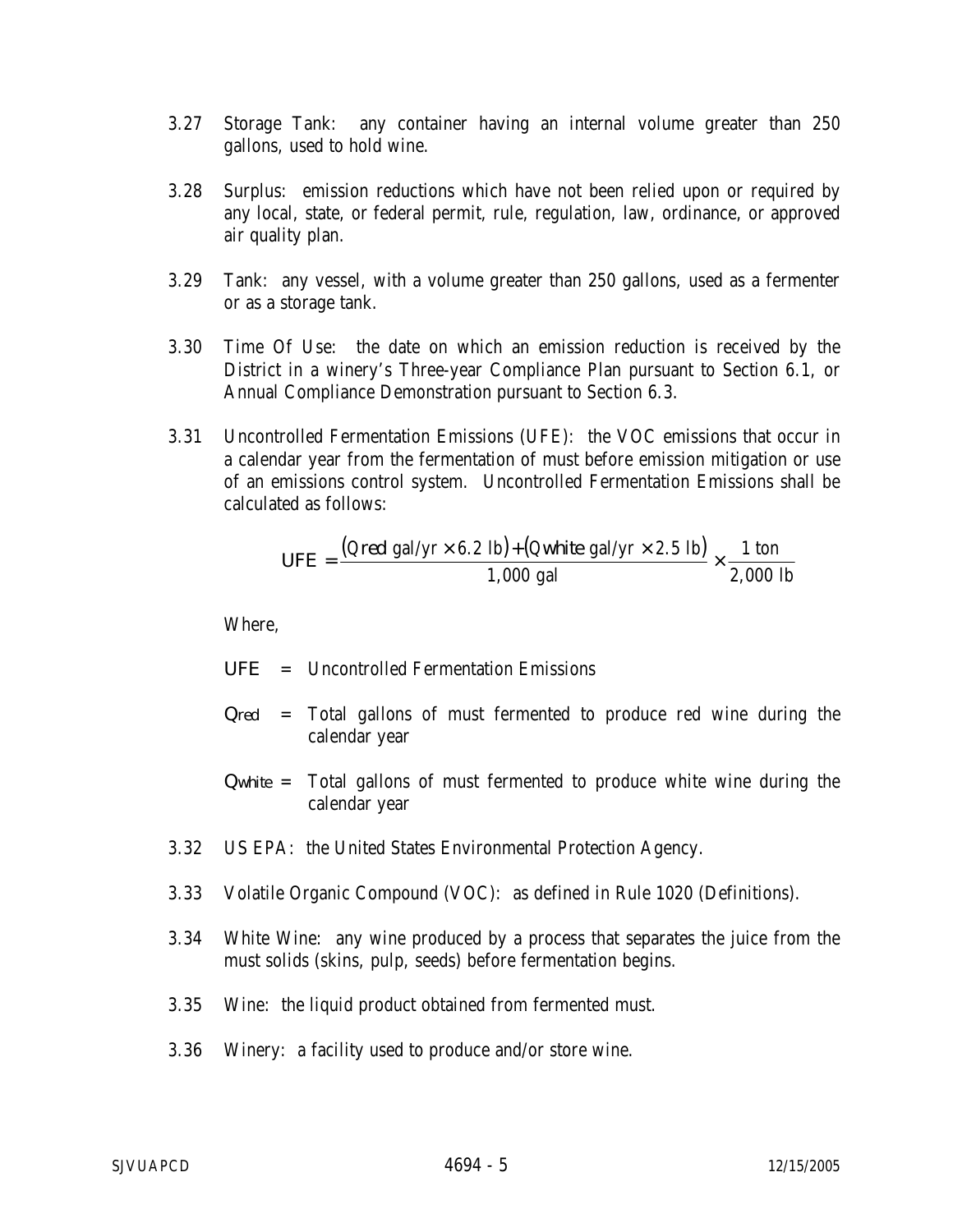3.27 Storage Tank: any container having an internal volume greater than 250 gallons, used to hold wine.

3.28 Surplus: emission reductions which have not been relied upon or required by any local, state, or federal permit, rule, regulation, law, ordinance, or approved air quality plan.

3.29 Tank: any vessel, with a volume greater than 250 gallons, used as a fermenter or as a storage tank.

3.30 Time Of Use: the date on which an emission reduction is received by the District in a winery's Three-year Compliance Plan pursuant to Section 6.1, or Annual Compliance Demonstration pursuant to Section 6.3.

3.31 Uncontrolled Fermentation Emissions (UFE): the VOC emissions that occur in a calendar year from the fermentation of must before emission mitigation or use of an emissions control system. Uncontrolled Fermentation Emissions shall be calculated as follows:

$$UFE = \frac{(Q_{red}\ \text{gal/yr} \times 6.2\ \text{lb}) + (Q_{white}\ \text{gal/yr} \times 2.5\ \text{lb})}{1{,}000\ \text{gal}} \times \frac{1\ \text{ton}}{2{,}000\ \text{lb}}$$

Where,

$UFE$ = Uncontrolled Fermentation Emissions

$Q_{red}$ = Total gallons of must fermented to produce red wine during the calendar year

$Q_{white}$ = Total gallons of must fermented to produce white wine during the calendar year

3.32 US EPA: the United States Environmental Protection Agency.

3.33 Volatile Organic Compound (VOC): as defined in Rule 1020 (Definitions).

3.34 White Wine: any wine produced by a process that separates the juice from the must solids (skins, pulp, seeds) before fermentation begins.

3.35 Wine: the liquid product obtained from fermented must.

3.36 Winery: a facility used to produce and/or store wine.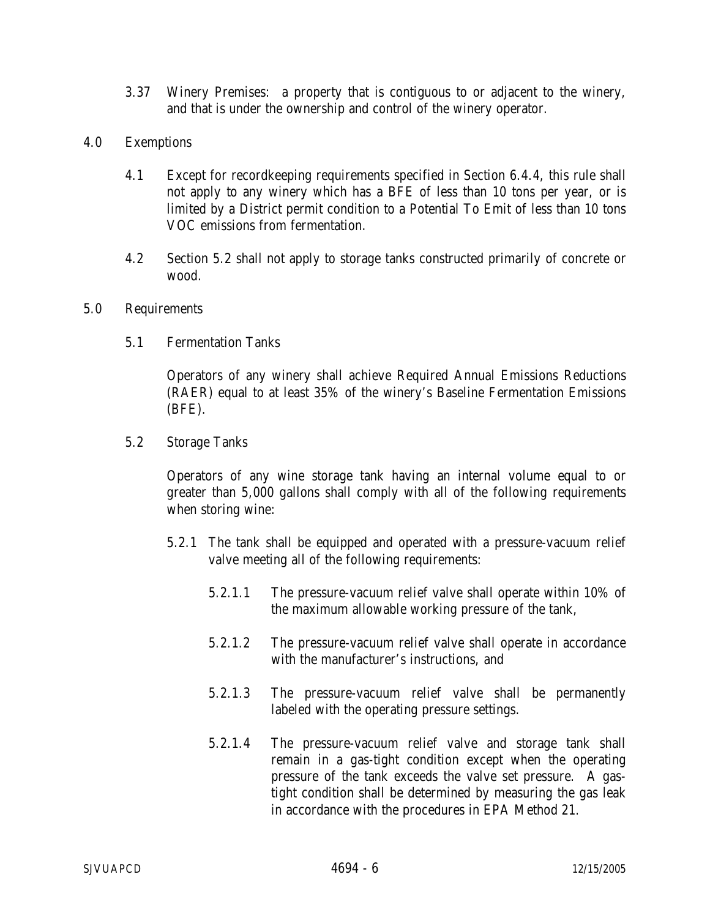3.37 Winery Premises: a property that is contiguous to or adjacent to the winery, and that is under the ownership and control of the winery operator.

## 4.0 Exemptions

4.1 Except for recordkeeping requirements specified in Section 6.4.4, this rule shall not apply to any winery which has a BFE of less than 10 tons per year, or is limited by a District permit condition to a Potential To Emit of less than 10 tons VOC emissions from fermentation.

4.2 Section 5.2 shall not apply to storage tanks constructed primarily of concrete or wood.

## 5.0 Requirements

### 5.1 Fermentation Tanks

Operators of any winery shall achieve Required Annual Emissions Reductions (RAER) equal to at least 35% of the winery's Baseline Fermentation Emissions (BFE).

### 5.2 Storage Tanks

Operators of any wine storage tank having an internal volume equal to or greater than 5,000 gallons shall comply with all of the following requirements when storing wine:

5.2.1 The tank shall be equipped and operated with a pressure-vacuum relief valve meeting all of the following requirements:

5.2.1.1 The pressure-vacuum relief valve shall operate within 10% of the maximum allowable working pressure of the tank,

5.2.1.2 The pressure-vacuum relief valve shall operate in accordance with the manufacturer's instructions, and

5.2.1.3 The pressure-vacuum relief valve shall be permanently labeled with the operating pressure settings.

5.2.1.4 The pressure-vacuum relief valve and storage tank shall remain in a gas-tight condition except when the operating pressure of the tank exceeds the valve set pressure. A gas-tight condition shall be determined by measuring the gas leak in accordance with the procedures in EPA Method 21.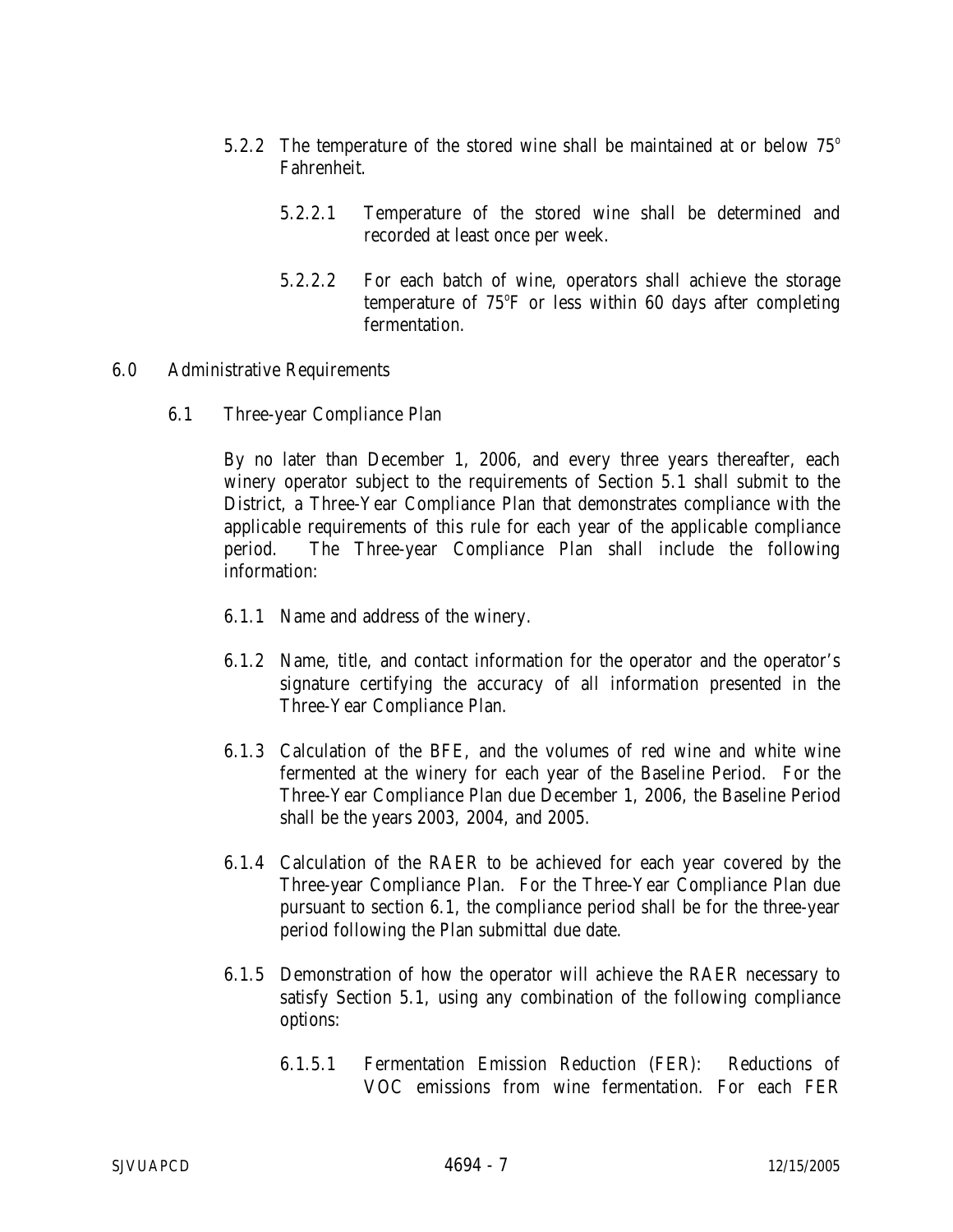5.2.2 The temperature of the stored wine shall be maintained at or below 75° Fahrenheit.

5.2.2.1 Temperature of the stored wine shall be determined and recorded at least once per week.

5.2.2.2 For each batch of wine, operators shall achieve the storage temperature of 75°F or less within 60 days after completing fermentation.

6.0 Administrative Requirements

6.1 Three-year Compliance Plan

By no later than December 1, 2006, and every three years thereafter, each winery operator subject to the requirements of Section 5.1 shall submit to the District, a Three-Year Compliance Plan that demonstrates compliance with the applicable requirements of this rule for each year of the applicable compliance period. The Three-year Compliance Plan shall include the following information:

6.1.1 Name and address of the winery.

6.1.2 Name, title, and contact information for the operator and the operator's signature certifying the accuracy of all information presented in the Three-Year Compliance Plan.

6.1.3 Calculation of the BFE, and the volumes of red wine and white wine fermented at the winery for each year of the Baseline Period. For the Three-Year Compliance Plan due December 1, 2006, the Baseline Period shall be the years 2003, 2004, and 2005.

6.1.4 Calculation of the RAER to be achieved for each year covered by the Three-year Compliance Plan. For the Three-Year Compliance Plan due pursuant to section 6.1, the compliance period shall be for the three-year period following the Plan submittal due date.

6.1.5 Demonstration of how the operator will achieve the RAER necessary to satisfy Section 5.1, using any combination of the following compliance options:

6.1.5.1 Fermentation Emission Reduction (FER): Reductions of VOC emissions from wine fermentation. For each FER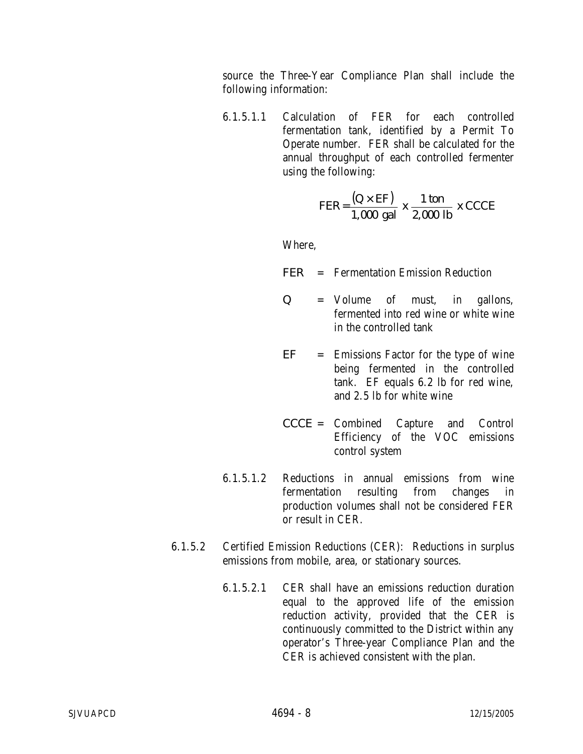source the Three-Year Compliance Plan shall include the following information:

6.1.5.1.1 Calculation of FER for each controlled fermentation tank, identified by a Permit To Operate number. FER shall be calculated for the annual throughput of each controlled fermenter using the following:

$$FER = \frac{(Q \times EF)}{1{,}000 \text{ gal}} \times \frac{1 \text{ ton}}{2{,}000 \text{ lb}} \times CCCE$$

Where,

FER = Fermentation Emission Reduction

Q = Volume of must, in gallons, fermented into red wine or white wine in the controlled tank

EF = Emissions Factor for the type of wine being fermented in the controlled tank. EF equals 6.2 lb for red wine, and 2.5 lb for white wine

CCCE = Combined Capture and Control Efficiency of the VOC emissions control system

6.1.5.1.2 Reductions in annual emissions from wine fermentation resulting from changes in production volumes shall not be considered FER or result in CER.

6.1.5.2 Certified Emission Reductions (CER): Reductions in surplus emissions from mobile, area, or stationary sources.

6.1.5.2.1 CER shall have an emissions reduction duration equal to the approved life of the emission reduction activity, provided that the CER is continuously committed to the District within any operator's Three-year Compliance Plan and the CER is achieved consistent with the plan.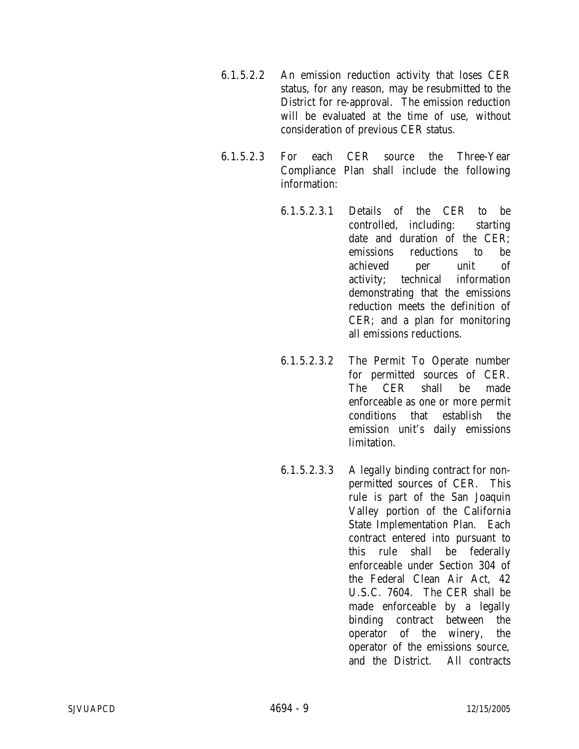6.1.5.2.2 An emission reduction activity that loses CER status, for any reason, may be resubmitted to the District for re-approval. The emission reduction will be evaluated at the time of use, without consideration of previous CER status.

6.1.5.2.3 For each CER source the Three-Year Compliance Plan shall include the following information:

6.1.5.2.3.1 Details of the CER to be controlled, including: starting date and duration of the CER; emissions reductions to be achieved per unit of activity; technical information demonstrating that the emissions reduction meets the definition of CER; and a plan for monitoring all emissions reductions.

6.1.5.2.3.2 The Permit To Operate number for permitted sources of CER. The CER shall be made enforceable as one or more permit conditions that establish the emission unit's daily emissions limitation.

6.1.5.2.3.3 A legally binding contract for non-permitted sources of CER. This rule is part of the San Joaquin Valley portion of the California State Implementation Plan. Each contract entered into pursuant to this rule shall be federally enforceable under Section 304 of the Federal Clean Air Act, 42 U.S.C. 7604. The CER shall be made enforceable by a legally binding contract between the operator of the winery, the operator of the emissions source, and the District. All contracts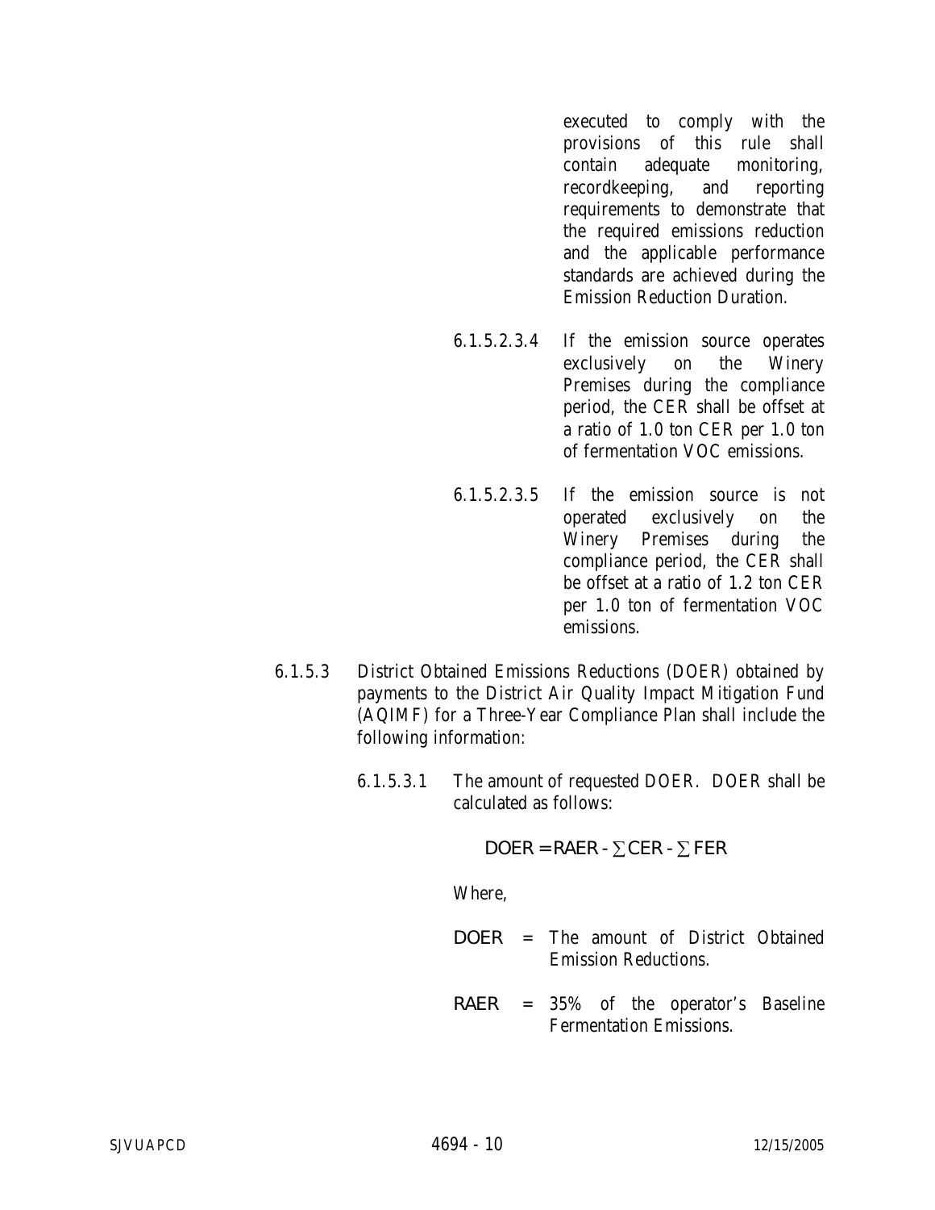executed to comply with the provisions of this rule shall contain adequate monitoring, recordkeeping, and reporting requirements to demonstrate that the required emissions reduction and the applicable performance standards are achieved during the Emission Reduction Duration.

6.1.5.2.3.4 If the emission source operates exclusively on the Winery Premises during the compliance period, the CER shall be offset at a ratio of 1.0 ton CER per 1.0 ton of fermentation VOC emissions.

6.1.5.2.3.5 If the emission source is not operated exclusively on the Winery Premises during the compliance period, the CER shall be offset at a ratio of 1.2 ton CER per 1.0 ton of fermentation VOC emissions.

6.1.5.3 District Obtained Emissions Reductions (DOER) obtained by payments to the District Air Quality Impact Mitigation Fund (AQIMF) for a Three-Year Compliance Plan shall include the following information:

6.1.5.3.1 The amount of requested DOER. DOER shall be calculated as follows:

$$DOER = RAER - \sum CER - \sum FER$$

Where,

DOER = The amount of District Obtained Emission Reductions.

RAER = 35% of the operator's Baseline Fermentation Emissions.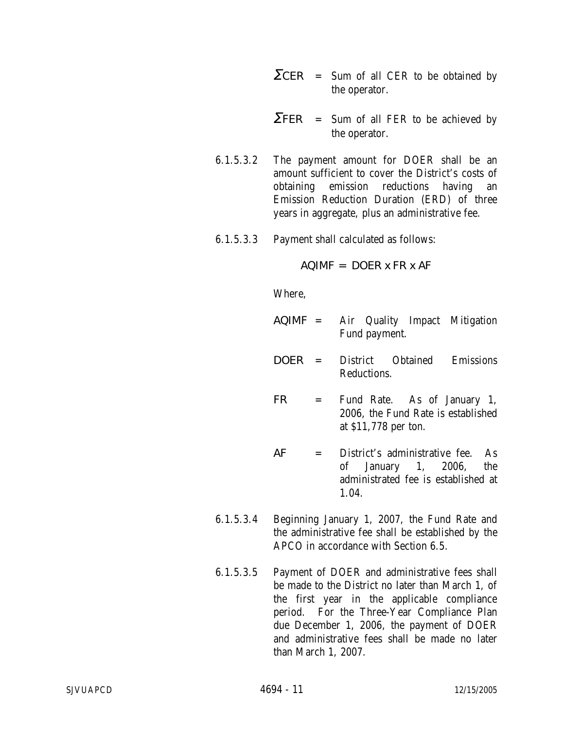$\Sigma$CER = Sum of all CER to be obtained by the operator.

$\Sigma$FER = Sum of all FER to be achieved by the operator.

6.1.5.3.2 The payment amount for DOER shall be an amount sufficient to cover the District's costs of obtaining emission reductions having an Emission Reduction Duration (ERD) of three years in aggregate, plus an administrative fee.

6.1.5.3.3 Payment shall calculated as follows:

$$AQIMF = DOER \times FR \times AF$$

Where,

AQIMF = Air Quality Impact Mitigation Fund payment.

DOER = District Obtained Emissions Reductions.

FR = Fund Rate. As of January 1, 2006, the Fund Rate is established at $11,778 per ton.

AF = District's administrative fee. As of January 1, 2006, the administrated fee is established at 1.04.

6.1.5.3.4 Beginning January 1, 2007, the Fund Rate and the administrative fee shall be established by the APCO in accordance with Section 6.5.

6.1.5.3.5 Payment of DOER and administrative fees shall be made to the District no later than March 1, of the first year in the applicable compliance period. For the Three-Year Compliance Plan due December 1, 2006, the payment of DOER and administrative fees shall be made no later than March 1, 2007.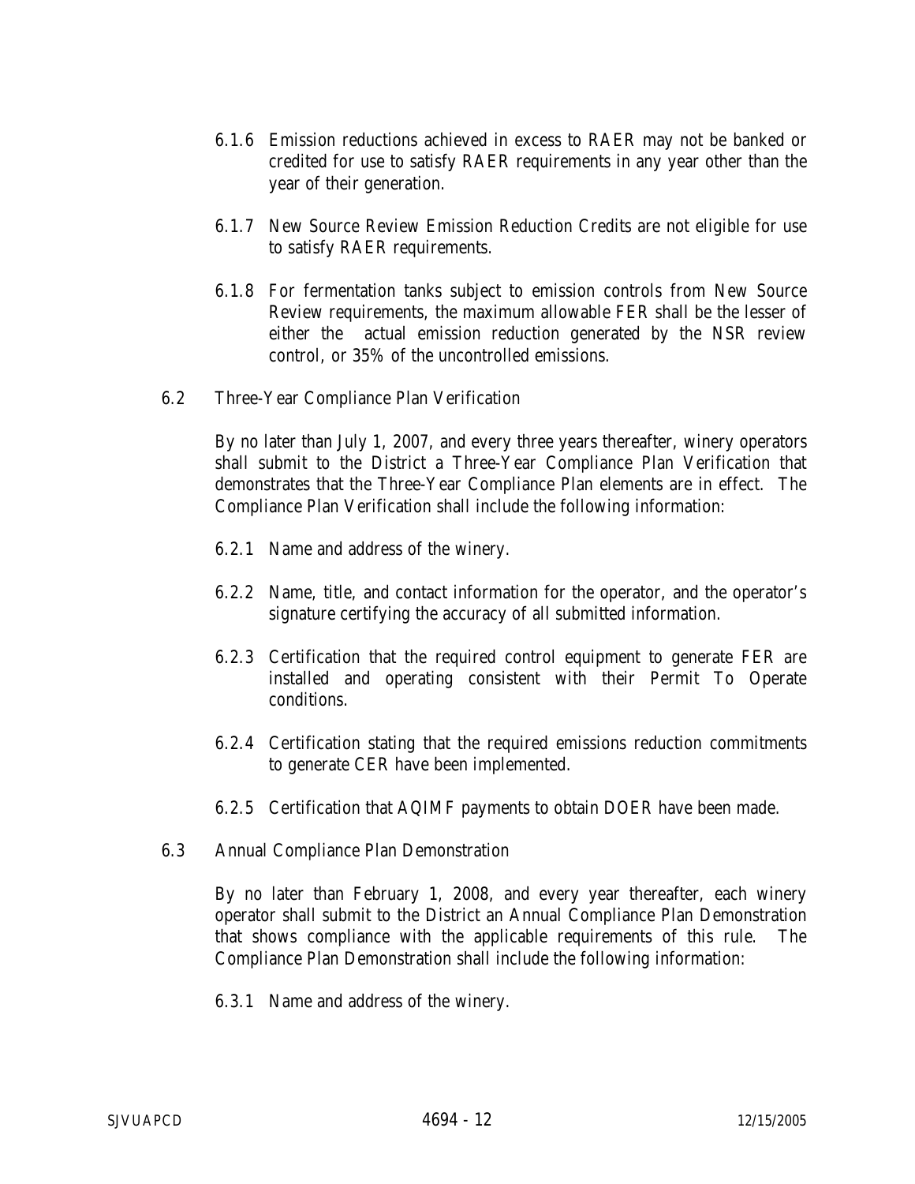6.1.6 Emission reductions achieved in excess to RAER may not be banked or credited for use to satisfy RAER requirements in any year other than the year of their generation.

6.1.7 New Source Review Emission Reduction Credits are not eligible for use to satisfy RAER requirements.

6.1.8 For fermentation tanks subject to emission controls from New Source Review requirements, the maximum allowable FER shall be the lesser of either the actual emission reduction generated by the NSR review control, or 35% of the uncontrolled emissions.

6.2 Three-Year Compliance Plan Verification

By no later than July 1, 2007, and every three years thereafter, winery operators shall submit to the District a Three-Year Compliance Plan Verification that demonstrates that the Three-Year Compliance Plan elements are in effect. The Compliance Plan Verification shall include the following information:

6.2.1 Name and address of the winery.

6.2.2 Name, title, and contact information for the operator, and the operator's signature certifying the accuracy of all submitted information.

6.2.3 Certification that the required control equipment to generate FER are installed and operating consistent with their Permit To Operate conditions.

6.2.4 Certification stating that the required emissions reduction commitments to generate CER have been implemented.

6.2.5 Certification that AQIMF payments to obtain DOER have been made.

6.3 Annual Compliance Plan Demonstration

By no later than February 1, 2008, and every year thereafter, each winery operator shall submit to the District an Annual Compliance Plan Demonstration that shows compliance with the applicable requirements of this rule. The Compliance Plan Demonstration shall include the following information:

6.3.1 Name and address of the winery.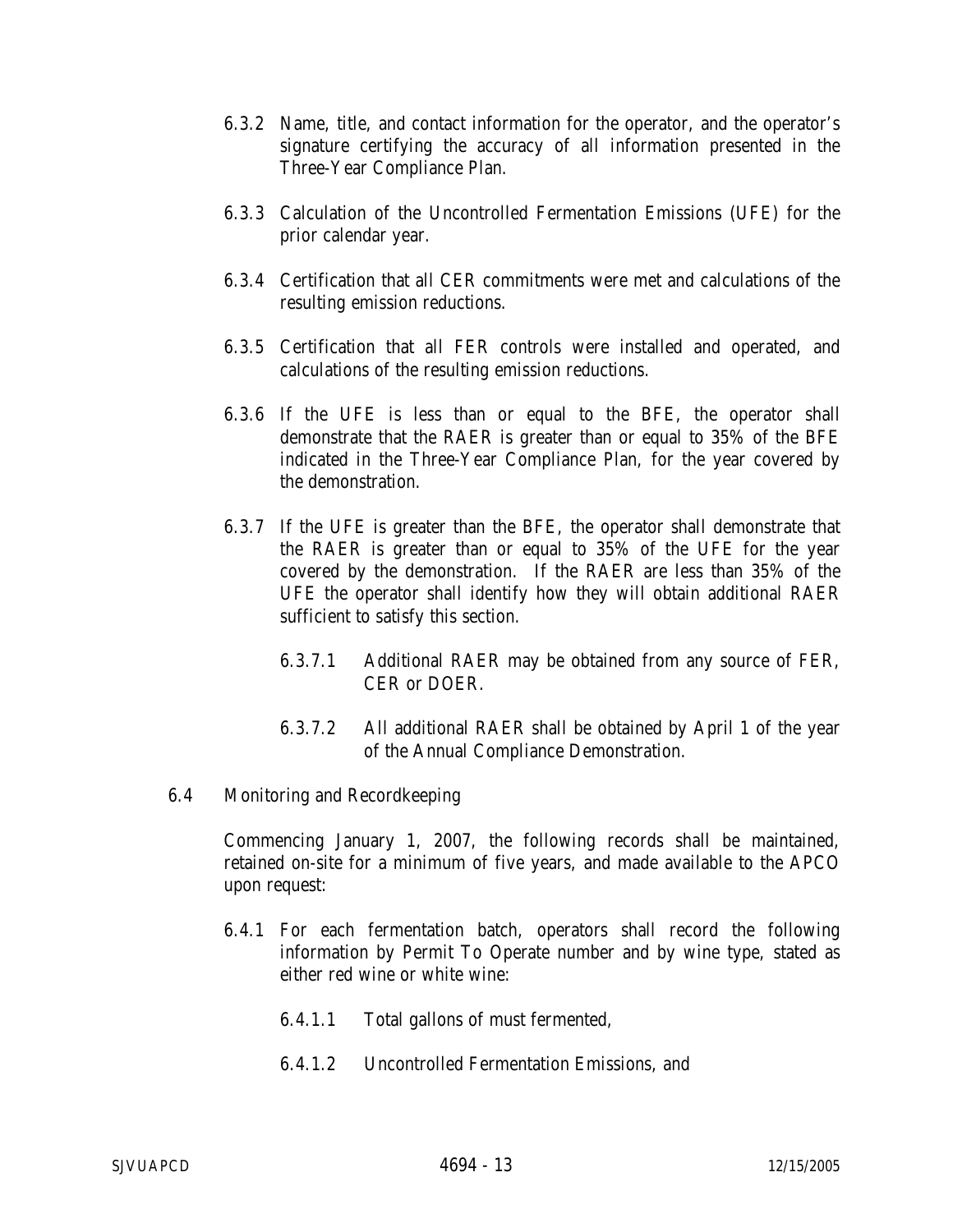6.3.2 Name, title, and contact information for the operator, and the operator's signature certifying the accuracy of all information presented in the Three-Year Compliance Plan.

6.3.3 Calculation of the Uncontrolled Fermentation Emissions (UFE) for the prior calendar year.

6.3.4 Certification that all CER commitments were met and calculations of the resulting emission reductions.

6.3.5 Certification that all FER controls were installed and operated, and calculations of the resulting emission reductions.

6.3.6 If the UFE is less than or equal to the BFE, the operator shall demonstrate that the RAER is greater than or equal to 35% of the BFE indicated in the Three-Year Compliance Plan, for the year covered by the demonstration.

6.3.7 If the UFE is greater than the BFE, the operator shall demonstrate that the RAER is greater than or equal to 35% of the UFE for the year covered by the demonstration. If the RAER are less than 35% of the UFE the operator shall identify how they will obtain additional RAER sufficient to satisfy this section.

6.3.7.1 Additional RAER may be obtained from any source of FER, CER or DOER.

6.3.7.2 All additional RAER shall be obtained by April 1 of the year of the Annual Compliance Demonstration.

6.4 Monitoring and Recordkeeping

Commencing January 1, 2007, the following records shall be maintained, retained on-site for a minimum of five years, and made available to the APCO upon request:

6.4.1 For each fermentation batch, operators shall record the following information by Permit To Operate number and by wine type, stated as either red wine or white wine:

6.4.1.1 Total gallons of must fermented,

6.4.1.2 Uncontrolled Fermentation Emissions, and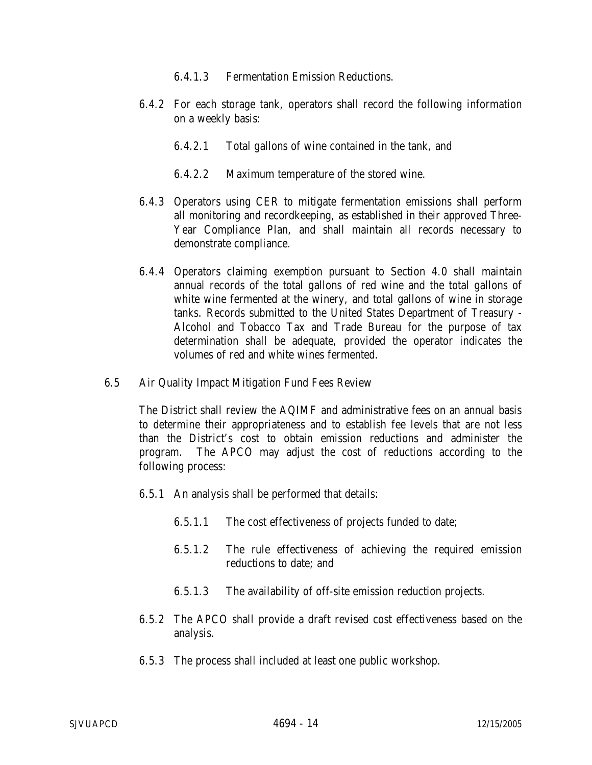6.4.1.3 Fermentation Emission Reductions.

6.4.2 For each storage tank, operators shall record the following information on a weekly basis:

6.4.2.1 Total gallons of wine contained in the tank, and

6.4.2.2 Maximum temperature of the stored wine.

6.4.3 Operators using CER to mitigate fermentation emissions shall perform all monitoring and recordkeeping, as established in their approved Three-Year Compliance Plan, and shall maintain all records necessary to demonstrate compliance.

6.4.4 Operators claiming exemption pursuant to Section 4.0 shall maintain annual records of the total gallons of red wine and the total gallons of white wine fermented at the winery, and total gallons of wine in storage tanks. Records submitted to the United States Department of Treasury - Alcohol and Tobacco Tax and Trade Bureau for the purpose of tax determination shall be adequate, provided the operator indicates the volumes of red and white wines fermented.

6.5 Air Quality Impact Mitigation Fund Fees Review

The District shall review the AQIMF and administrative fees on an annual basis to determine their appropriateness and to establish fee levels that are not less than the District's cost to obtain emission reductions and administer the program. The APCO may adjust the cost of reductions according to the following process:

6.5.1 An analysis shall be performed that details:

6.5.1.1 The cost effectiveness of projects funded to date;

6.5.1.2 The rule effectiveness of achieving the required emission reductions to date; and

6.5.1.3 The availability of off-site emission reduction projects.

6.5.2 The APCO shall provide a draft revised cost effectiveness based on the analysis.

6.5.3 The process shall included at least one public workshop.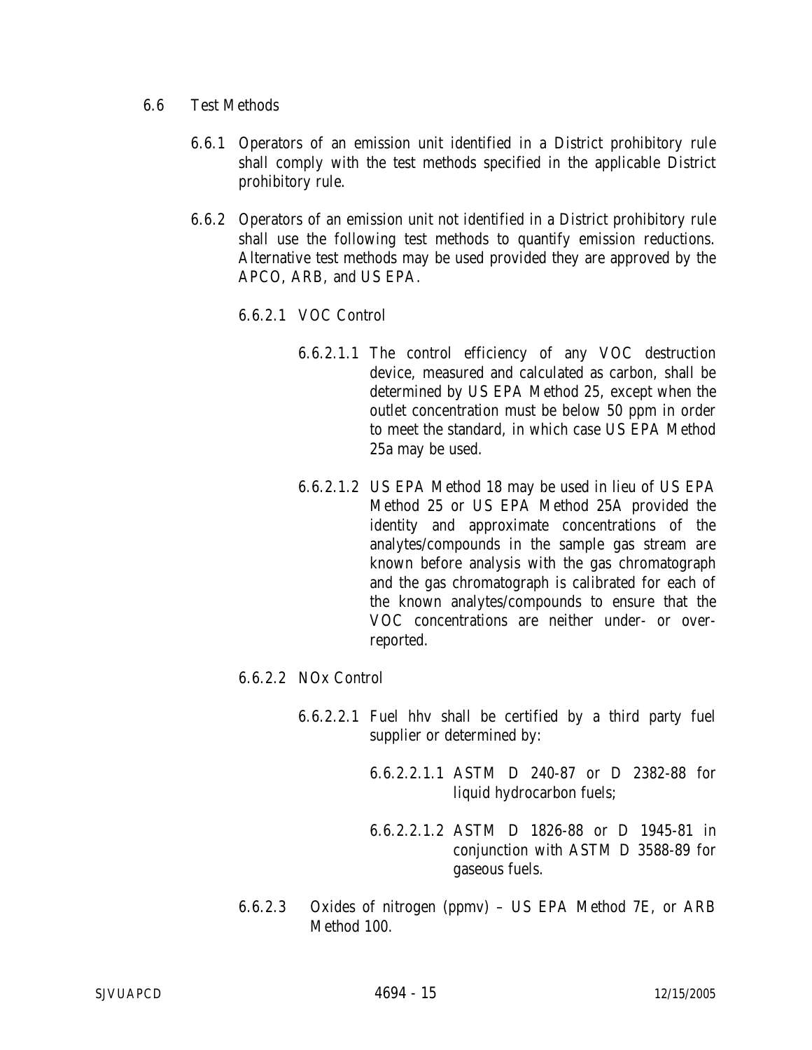6.6 Test Methods

6.6.1 Operators of an emission unit identified in a District prohibitory rule shall comply with the test methods specified in the applicable District prohibitory rule.

6.6.2 Operators of an emission unit not identified in a District prohibitory rule shall use the following test methods to quantify emission reductions. Alternative test methods may be used provided they are approved by the APCO, ARB, and US EPA.

6.6.2.1 VOC Control

6.6.2.1.1 The control efficiency of any VOC destruction device, measured and calculated as carbon, shall be determined by US EPA Method 25, except when the outlet concentration must be below 50 ppm in order to meet the standard, in which case US EPA Method 25a may be used.

6.6.2.1.2 US EPA Method 18 may be used in lieu of US EPA Method 25 or US EPA Method 25A provided the identity and approximate concentrations of the analytes/compounds in the sample gas stream are known before analysis with the gas chromatograph and the gas chromatograph is calibrated for each of the known analytes/compounds to ensure that the VOC concentrations are neither under- or over-reported.

6.6.2.2 NOx Control

6.6.2.2.1 Fuel hhv shall be certified by a third party fuel supplier or determined by:

6.6.2.2.1.1 ASTM D 240-87 or D 2382-88 for liquid hydrocarbon fuels;

6.6.2.2.1.2 ASTM D 1826-88 or D 1945-81 in conjunction with ASTM D 3588-89 for gaseous fuels.

6.6.2.3 Oxides of nitrogen (ppmv) – US EPA Method 7E, or ARB Method 100.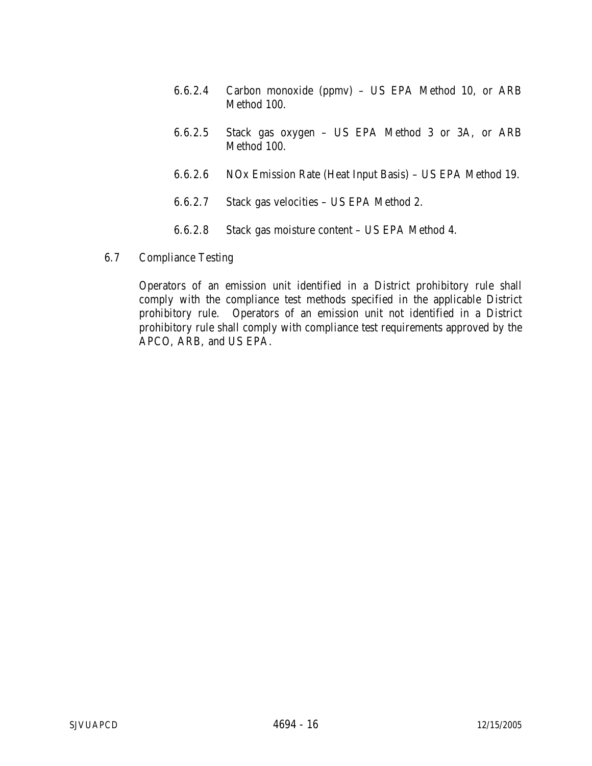6.6.2.4 Carbon monoxide (ppmv) – US EPA Method 10, or ARB Method 100.

6.6.2.5 Stack gas oxygen – US EPA Method 3 or 3A, or ARB Method 100.

6.6.2.6 NOx Emission Rate (Heat Input Basis) – US EPA Method 19.

6.6.2.7 Stack gas velocities – US EPA Method 2.

6.6.2.8 Stack gas moisture content – US EPA Method 4.

6.7 Compliance Testing

Operators of an emission unit identified in a District prohibitory rule shall comply with the compliance test methods specified in the applicable District prohibitory rule. Operators of an emission unit not identified in a District prohibitory rule shall comply with compliance test requirements approved by the APCO, ARB, and US EPA.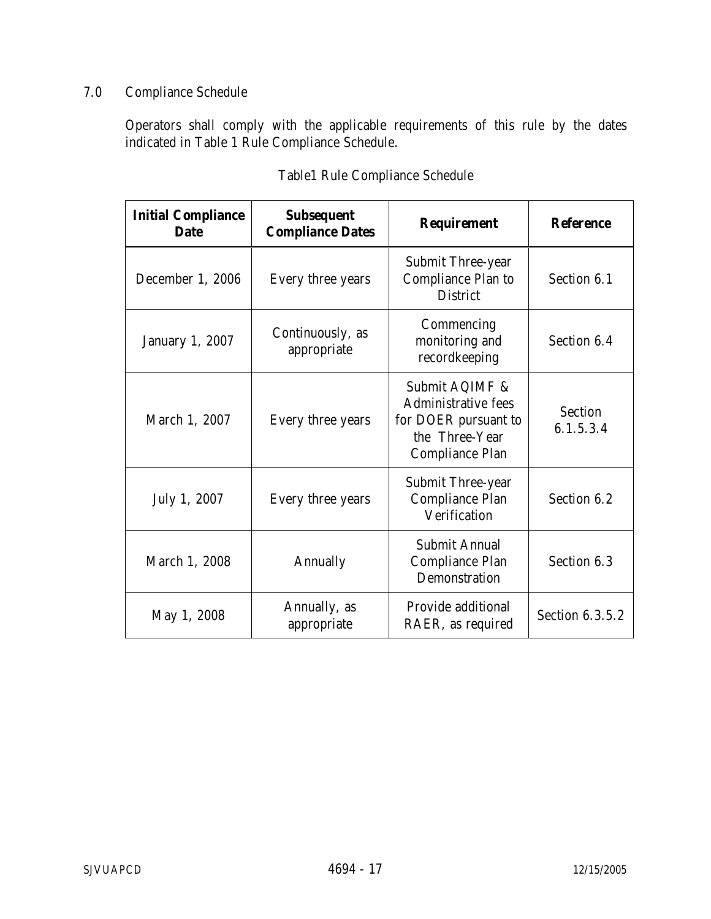## 7.0 Compliance Schedule

Operators shall comply with the applicable requirements of this rule by the dates indicated in Table 1 Rule Compliance Schedule.

Table1 Rule Compliance Schedule

| Initial Compliance Date | Subsequent Compliance Dates | Requirement | Reference |
|---|---|---|---|
| December 1, 2006 | Every three years | Submit Three-year Compliance Plan to District | Section 6.1 |
| January 1, 2007 | Continuously, as appropriate | Commencing monitoring and recordkeeping | Section 6.4 |
| March 1, 2007 | Every three years | Submit AQIMF & Administrative fees for DOER pursuant to the Three-Year Compliance Plan | Section 6.1.5.3.4 |
| July 1, 2007 | Every three years | Submit Three-year Compliance Plan Verification | Section 6.2 |
| March 1, 2008 | Annually | Submit Annual Compliance Plan Demonstration | Section 6.3 |
| May 1, 2008 | Annually, as appropriate | Provide additional RAER, as required | Section 6.3.5.2 |